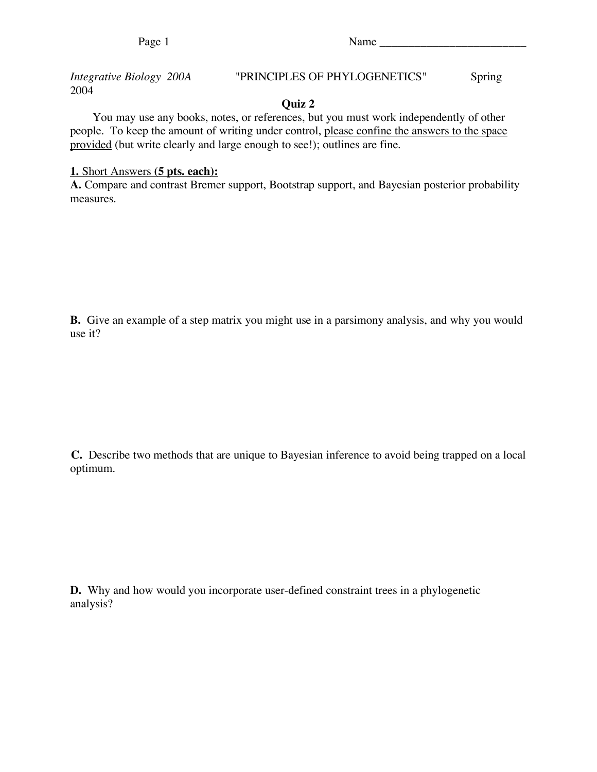Name _________________________

*Integrative Biology 200A* "PRINCIPLES OF PHYLOGENETICS" Spring 2004

## Quiz 2

You may use any books, notes, or references, but you must work independently of other people. To keep the amount of writing under control, please confine the answers to the space provided (but write clearly and large enough to see!); outlines are fine.

**1.** Short Answers **(5 pts. each):**

**A.** Compare and contrast Bremer support, Bootstrap support, and Bayesian posterior probability measures.

**B.** Give an example of a step matrix you might use in a parsimony analysis, and why you would use it?

**C.** Describe two methods that are unique to Bayesian inference to avoid being trapped on a local optimum.

**D.** Why and how would you incorporate user-defined constraint trees in a phylogenetic analysis?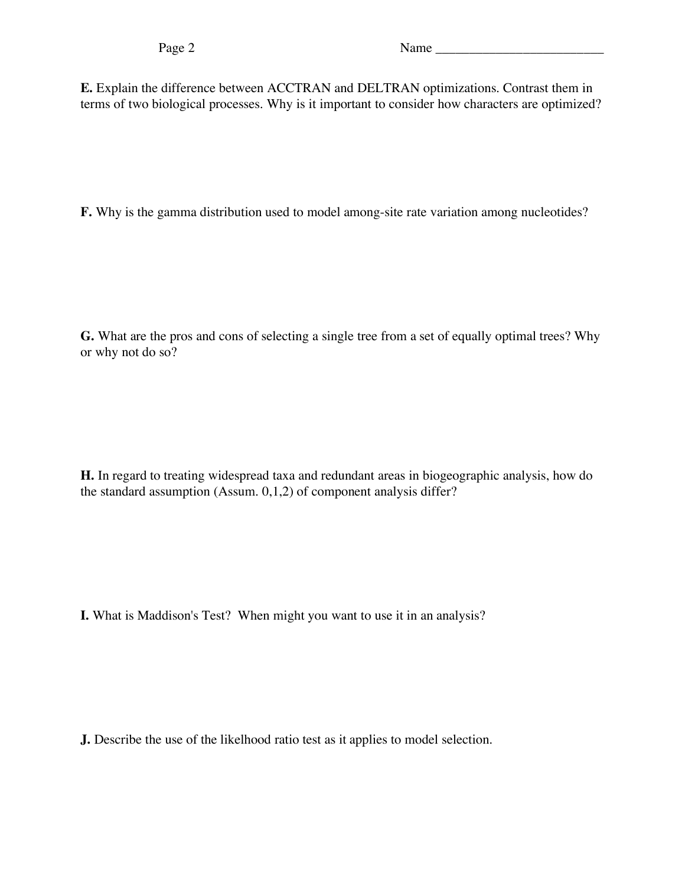Name _________________________

**E.** Explain the difference between ACCTRAN and DELTRAN optimizations. Contrast them in terms of two biological processes. Why is it important to consider how characters are optimized?

**F.** Why is the gamma distribution used to model among-site rate variation among nucleotides?

**G.** What are the pros and cons of selecting a single tree from a set of equally optimal trees? Why or why not do so?

**H.** In regard to treating widespread taxa and redundant areas in biogeographic analysis, how do the standard assumption (Assum. 0,1,2) of component analysis differ?

**I.** What is Maddison's Test? When might you want to use it in an analysis?

**J.** Describe the use of the likelhood ratio test as it applies to model selection.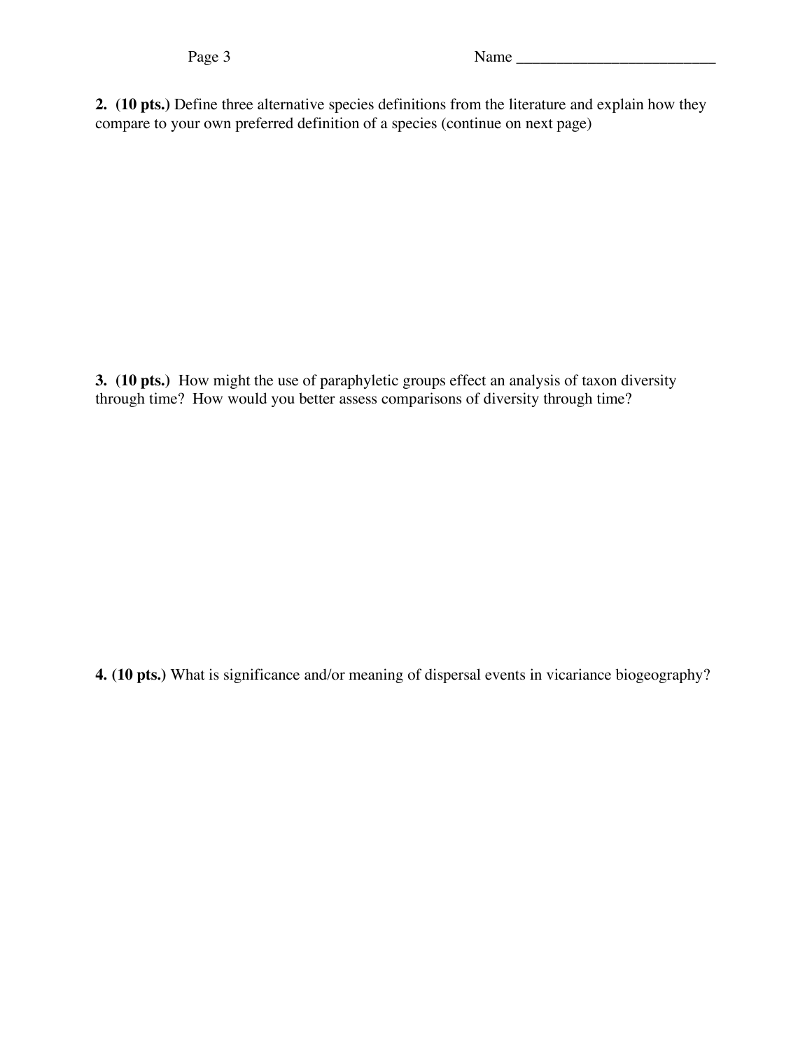Name ________________________

**2. (10 pts.)** Define three alternative species definitions from the literature and explain how they compare to your own preferred definition of a species (continue on next page)

**3. (10 pts.)** How might the use of paraphyletic groups effect an analysis of taxon diversity through time? How would you better assess comparisons of diversity through time?

**4. (10 pts.)** What is significance and/or meaning of dispersal events in vicariance biogeography?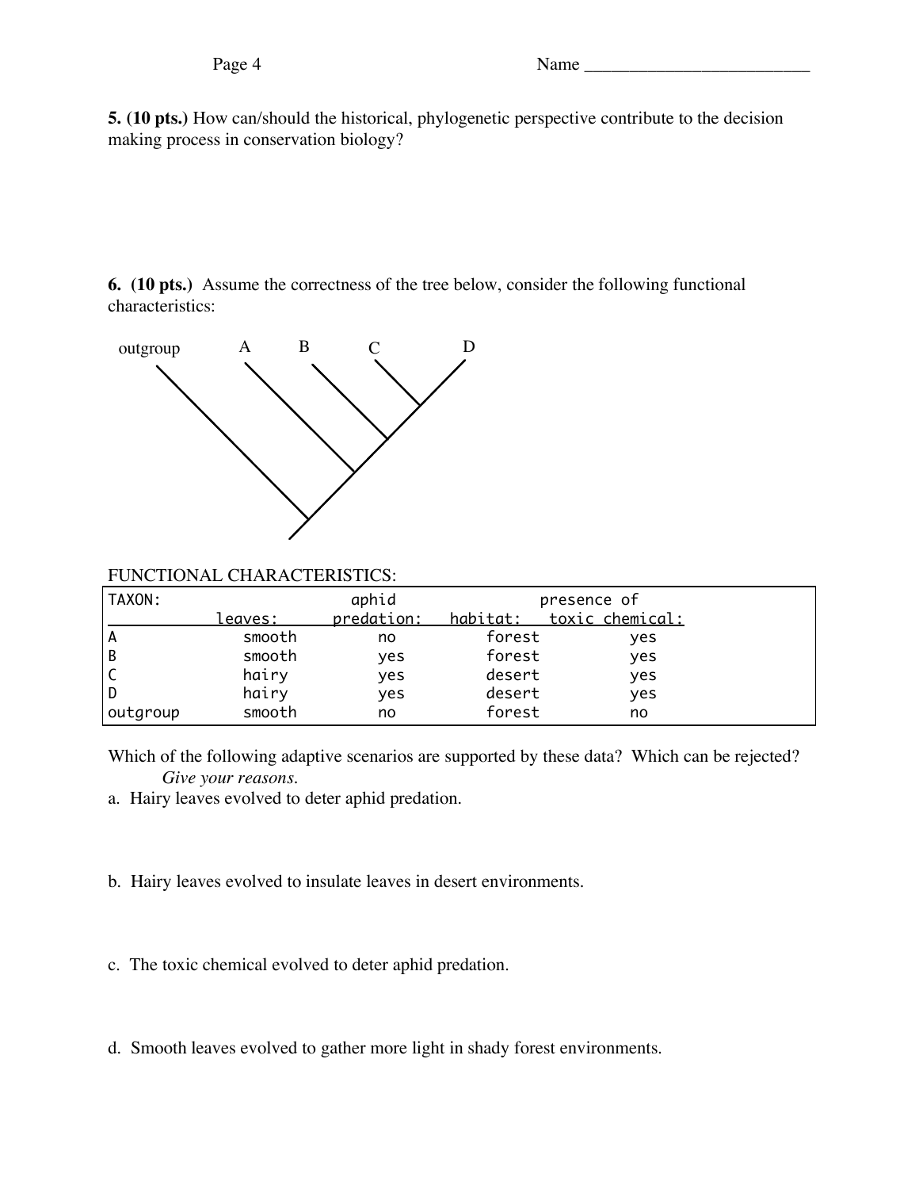**5. (10 pts.)** How can/should the historical, phylogenetic perspective contribute to the decision making process in conservation biology?

**6. (10 pts.)** Assume the correctness of the tree below, consider the following functional characteristics:

outgroup
A
B
C
D

FUNCTIONAL CHARACTERISTICS:

| TAXON: | leaves: | aphid predation: | habitat: | presence of toxic chemical: |
|---|---|---|---|---|
| A | smooth | no | forest | yes |
| B | smooth | yes | forest | yes |
| C | hairy | yes | desert | yes |
| D | hairy | yes | desert | yes |
| outgroup | smooth | no | forest | no |

Which of the following adaptive scenarios are supported by these data? Which can be rejected? *Give your reasons.*

a. Hairy leaves evolved to deter aphid predation.

b. Hairy leaves evolved to insulate leaves in desert environments.

c. The toxic chemical evolved to deter aphid predation.

d. Smooth leaves evolved to gather more light in shady forest environments.